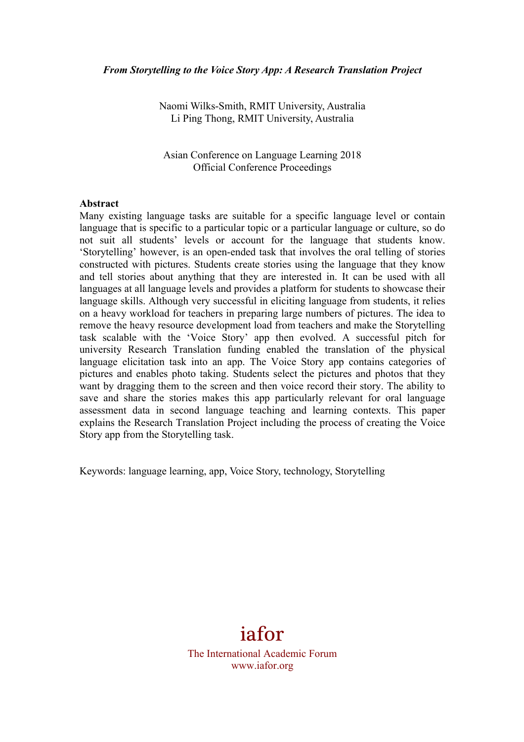***From Storytelling to the Voice Story App: A Research Translation Project***

Naomi Wilks-Smith, RMIT University, Australia
Li Ping Thong, RMIT University, Australia

Asian Conference on Language Learning 2018
Official Conference Proceedings

**Abstract**

Many existing language tasks are suitable for a specific language level or contain language that is specific to a particular topic or a particular language or culture, so do not suit all students' levels or account for the language that students know. 'Storytelling' however, is an open-ended task that involves the oral telling of stories constructed with pictures. Students create stories using the language that they know and tell stories about anything that they are interested in. It can be used with all languages at all language levels and provides a platform for students to showcase their language skills. Although very successful in eliciting language from students, it relies on a heavy workload for teachers in preparing large numbers of pictures. The idea to remove the heavy resource development load from teachers and make the Storytelling task scalable with the 'Voice Story' app then evolved. A successful pitch for university Research Translation funding enabled the translation of the physical language elicitation task into an app. The Voice Story app contains categories of pictures and enables photo taking. Students select the pictures and photos that they want by dragging them to the screen and then voice record their story. The ability to save and share the stories makes this app particularly relevant for oral language assessment data in second language teaching and learning contexts. This paper explains the Research Translation Project including the process of creating the Voice Story app from the Storytelling task.

Keywords: language learning, app, Voice Story, technology, Storytelling

iafor

The International Academic Forum
www.iafor.org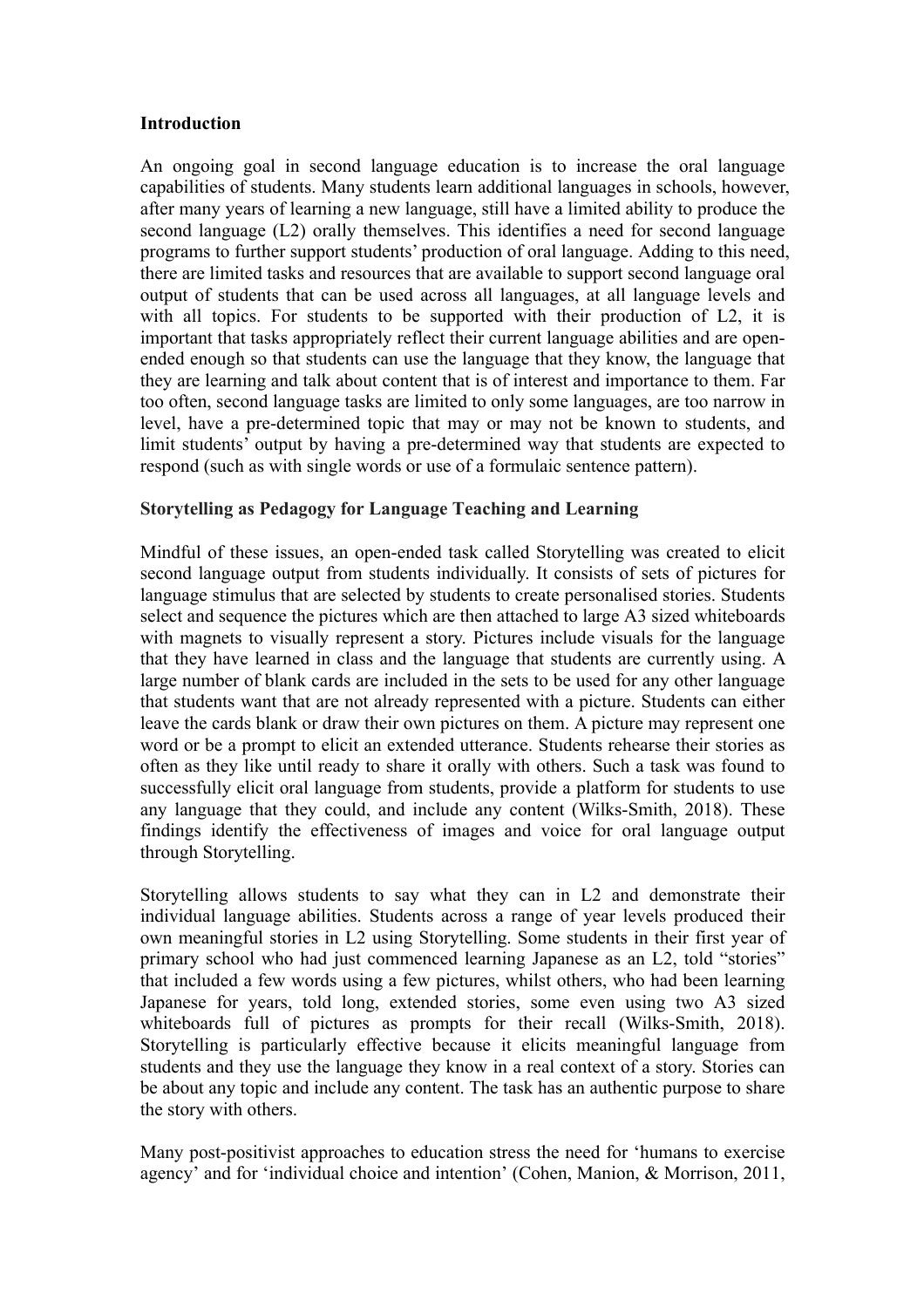**Introduction**

An ongoing goal in second language education is to increase the oral language capabilities of students. Many students learn additional languages in schools, however, after many years of learning a new language, still have a limited ability to produce the second language (L2) orally themselves. This identifies a need for second language programs to further support students' production of oral language. Adding to this need, there are limited tasks and resources that are available to support second language oral output of students that can be used across all languages, at all language levels and with all topics. For students to be supported with their production of L2, it is important that tasks appropriately reflect their current language abilities and are open-ended enough so that students can use the language that they know, the language that they are learning and talk about content that is of interest and importance to them. Far too often, second language tasks are limited to only some languages, are too narrow in level, have a pre-determined topic that may or may not be known to students, and limit students' output by having a pre-determined way that students are expected to respond (such as with single words or use of a formulaic sentence pattern).

**Storytelling as Pedagogy for Language Teaching and Learning**

Mindful of these issues, an open-ended task called Storytelling was created to elicit second language output from students individually. It consists of sets of pictures for language stimulus that are selected by students to create personalised stories. Students select and sequence the pictures which are then attached to large A3 sized whiteboards with magnets to visually represent a story. Pictures include visuals for the language that they have learned in class and the language that students are currently using. A large number of blank cards are included in the sets to be used for any other language that students want that are not already represented with a picture. Students can either leave the cards blank or draw their own pictures on them. A picture may represent one word or be a prompt to elicit an extended utterance. Students rehearse their stories as often as they like until ready to share it orally with others. Such a task was found to successfully elicit oral language from students, provide a platform for students to use any language that they could, and include any content (Wilks-Smith, 2018). These findings identify the effectiveness of images and voice for oral language output through Storytelling.

Storytelling allows students to say what they can in L2 and demonstrate their individual language abilities. Students across a range of year levels produced their own meaningful stories in L2 using Storytelling. Some students in their first year of primary school who had just commenced learning Japanese as an L2, told "stories" that included a few words using a few pictures, whilst others, who had been learning Japanese for years, told long, extended stories, some even using two A3 sized whiteboards full of pictures as prompts for their recall (Wilks-Smith, 2018). Storytelling is particularly effective because it elicits meaningful language from students and they use the language they know in a real context of a story. Stories can be about any topic and include any content. The task has an authentic purpose to share the story with others.

Many post-positivist approaches to education stress the need for 'humans to exercise agency' and for 'individual choice and intention' (Cohen, Manion, & Morrison, 2011,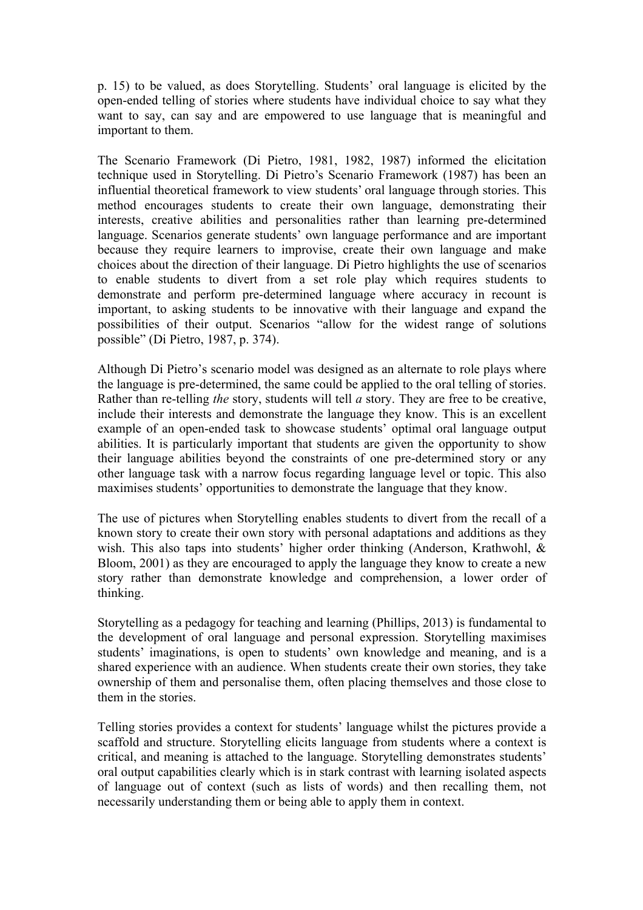p. 15) to be valued, as does Storytelling. Students' oral language is elicited by the open-ended telling of stories where students have individual choice to say what they want to say, can say and are empowered to use language that is meaningful and important to them.

The Scenario Framework (Di Pietro, 1981, 1982, 1987) informed the elicitation technique used in Storytelling. Di Pietro's Scenario Framework (1987) has been an influential theoretical framework to view students' oral language through stories. This method encourages students to create their own language, demonstrating their interests, creative abilities and personalities rather than learning pre-determined language. Scenarios generate students' own language performance and are important because they require learners to improvise, create their own language and make choices about the direction of their language. Di Pietro highlights the use of scenarios to enable students to divert from a set role play which requires students to demonstrate and perform pre-determined language where accuracy in recount is important, to asking students to be innovative with their language and expand the possibilities of their output. Scenarios "allow for the widest range of solutions possible" (Di Pietro, 1987, p. 374).

Although Di Pietro's scenario model was designed as an alternate to role plays where the language is pre-determined, the same could be applied to the oral telling of stories. Rather than re-telling *the* story, students will tell *a* story. They are free to be creative, include their interests and demonstrate the language they know. This is an excellent example of an open-ended task to showcase students' optimal oral language output abilities. It is particularly important that students are given the opportunity to show their language abilities beyond the constraints of one pre-determined story or any other language task with a narrow focus regarding language level or topic. This also maximises students' opportunities to demonstrate the language that they know.

The use of pictures when Storytelling enables students to divert from the recall of a known story to create their own story with personal adaptations and additions as they wish. This also taps into students' higher order thinking (Anderson, Krathwohl, & Bloom, 2001) as they are encouraged to apply the language they know to create a new story rather than demonstrate knowledge and comprehension, a lower order of thinking.

Storytelling as a pedagogy for teaching and learning (Phillips, 2013) is fundamental to the development of oral language and personal expression. Storytelling maximises students' imaginations, is open to students' own knowledge and meaning, and is a shared experience with an audience. When students create their own stories, they take ownership of them and personalise them, often placing themselves and those close to them in the stories.

Telling stories provides a context for students' language whilst the pictures provide a scaffold and structure. Storytelling elicits language from students where a context is critical, and meaning is attached to the language. Storytelling demonstrates students' oral output capabilities clearly which is in stark contrast with learning isolated aspects of language out of context (such as lists of words) and then recalling them, not necessarily understanding them or being able to apply them in context.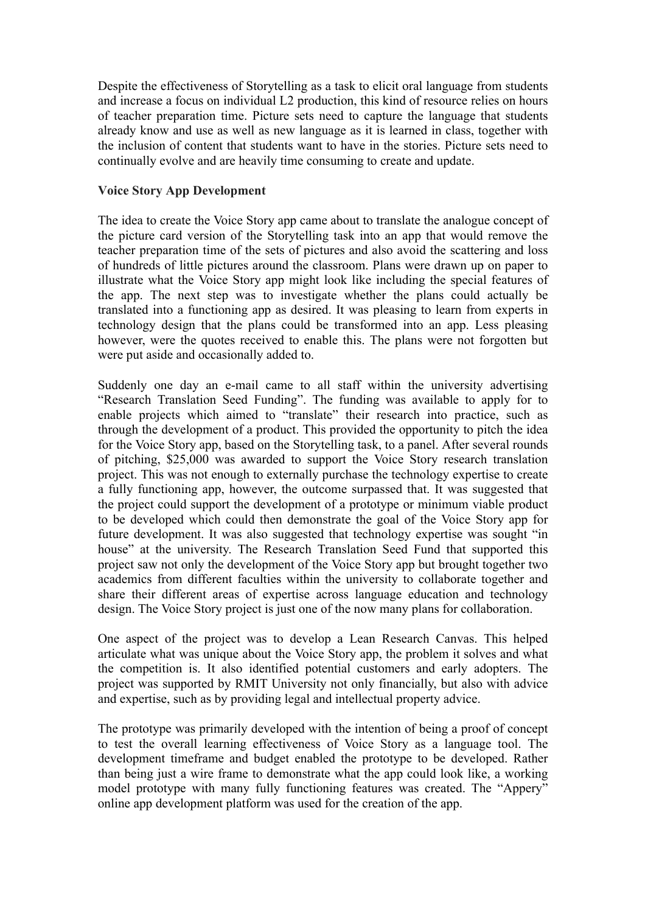Despite the effectiveness of Storytelling as a task to elicit oral language from students and increase a focus on individual L2 production, this kind of resource relies on hours of teacher preparation time. Picture sets need to capture the language that students already know and use as well as new language as it is learned in class, together with the inclusion of content that students want to have in the stories. Picture sets need to continually evolve and are heavily time consuming to create and update.

**Voice Story App Development**

The idea to create the Voice Story app came about to translate the analogue concept of the picture card version of the Storytelling task into an app that would remove the teacher preparation time of the sets of pictures and also avoid the scattering and loss of hundreds of little pictures around the classroom. Plans were drawn up on paper to illustrate what the Voice Story app might look like including the special features of the app. The next step was to investigate whether the plans could actually be translated into a functioning app as desired. It was pleasing to learn from experts in technology design that the plans could be transformed into an app. Less pleasing however, were the quotes received to enable this. The plans were not forgotten but were put aside and occasionally added to.

Suddenly one day an e-mail came to all staff within the university advertising "Research Translation Seed Funding". The funding was available to apply for to enable projects which aimed to "translate" their research into practice, such as through the development of a product. This provided the opportunity to pitch the idea for the Voice Story app, based on the Storytelling task, to a panel. After several rounds of pitching, $25,000 was awarded to support the Voice Story research translation project. This was not enough to externally purchase the technology expertise to create a fully functioning app, however, the outcome surpassed that. It was suggested that the project could support the development of a prototype or minimum viable product to be developed which could then demonstrate the goal of the Voice Story app for future development. It was also suggested that technology expertise was sought "in house" at the university. The Research Translation Seed Fund that supported this project saw not only the development of the Voice Story app but brought together two academics from different faculties within the university to collaborate together and share their different areas of expertise across language education and technology design. The Voice Story project is just one of the now many plans for collaboration.

One aspect of the project was to develop a Lean Research Canvas. This helped articulate what was unique about the Voice Story app, the problem it solves and what the competition is. It also identified potential customers and early adopters. The project was supported by RMIT University not only financially, but also with advice and expertise, such as by providing legal and intellectual property advice.

The prototype was primarily developed with the intention of being a proof of concept to test the overall learning effectiveness of Voice Story as a language tool. The development timeframe and budget enabled the prototype to be developed. Rather than being just a wire frame to demonstrate what the app could look like, a working model prototype with many fully functioning features was created. The "Appery" online app development platform was used for the creation of the app.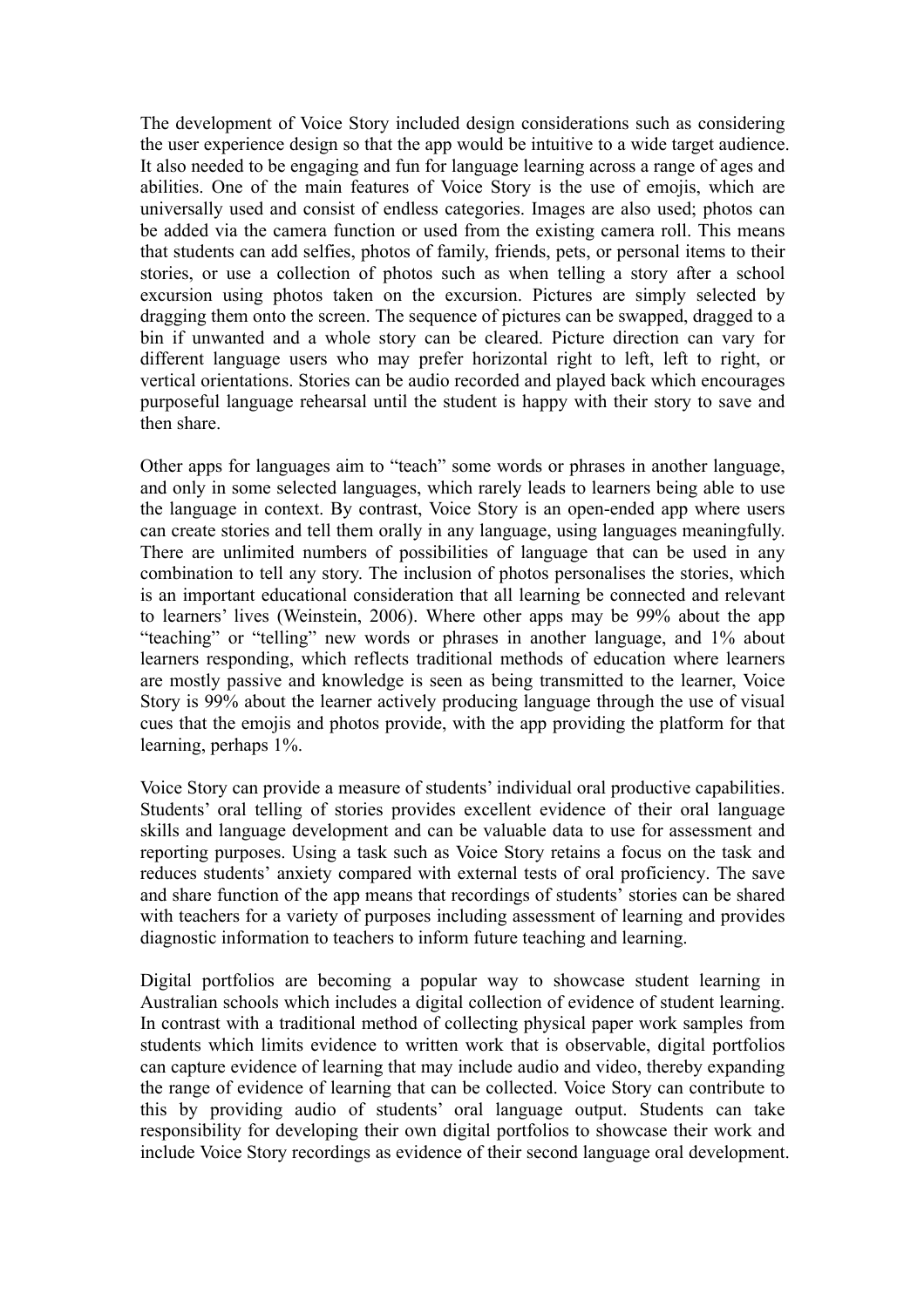The development of Voice Story included design considerations such as considering the user experience design so that the app would be intuitive to a wide target audience. It also needed to be engaging and fun for language learning across a range of ages and abilities. One of the main features of Voice Story is the use of emojis, which are universally used and consist of endless categories. Images are also used; photos can be added via the camera function or used from the existing camera roll. This means that students can add selfies, photos of family, friends, pets, or personal items to their stories, or use a collection of photos such as when telling a story after a school excursion using photos taken on the excursion. Pictures are simply selected by dragging them onto the screen. The sequence of pictures can be swapped, dragged to a bin if unwanted and a whole story can be cleared. Picture direction can vary for different language users who may prefer horizontal right to left, left to right, or vertical orientations. Stories can be audio recorded and played back which encourages purposeful language rehearsal until the student is happy with their story to save and then share.

Other apps for languages aim to "teach" some words or phrases in another language, and only in some selected languages, which rarely leads to learners being able to use the language in context. By contrast, Voice Story is an open-ended app where users can create stories and tell them orally in any language, using languages meaningfully. There are unlimited numbers of possibilities of language that can be used in any combination to tell any story. The inclusion of photos personalises the stories, which is an important educational consideration that all learning be connected and relevant to learners' lives (Weinstein, 2006). Where other apps may be 99% about the app "teaching" or "telling" new words or phrases in another language, and 1% about learners responding, which reflects traditional methods of education where learners are mostly passive and knowledge is seen as being transmitted to the learner, Voice Story is 99% about the learner actively producing language through the use of visual cues that the emojis and photos provide, with the app providing the platform for that learning, perhaps 1%.

Voice Story can provide a measure of students' individual oral productive capabilities. Students' oral telling of stories provides excellent evidence of their oral language skills and language development and can be valuable data to use for assessment and reporting purposes. Using a task such as Voice Story retains a focus on the task and reduces students' anxiety compared with external tests of oral proficiency. The save and share function of the app means that recordings of students' stories can be shared with teachers for a variety of purposes including assessment of learning and provides diagnostic information to teachers to inform future teaching and learning.

Digital portfolios are becoming a popular way to showcase student learning in Australian schools which includes a digital collection of evidence of student learning. In contrast with a traditional method of collecting physical paper work samples from students which limits evidence to written work that is observable, digital portfolios can capture evidence of learning that may include audio and video, thereby expanding the range of evidence of learning that can be collected. Voice Story can contribute to this by providing audio of students' oral language output. Students can take responsibility for developing their own digital portfolios to showcase their work and include Voice Story recordings as evidence of their second language oral development.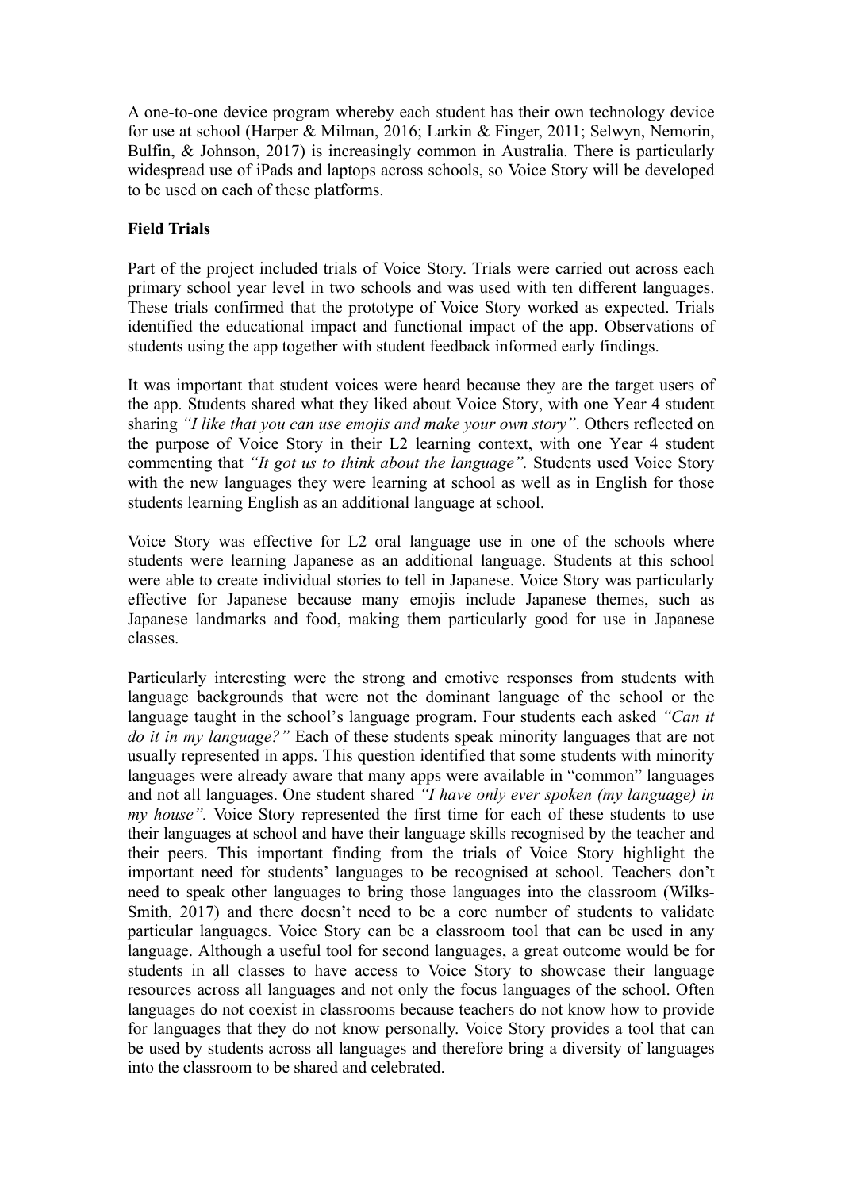A one-to-one device program whereby each student has their own technology device for use at school (Harper & Milman, 2016; Larkin & Finger, 2011; Selwyn, Nemorin, Bulfin, & Johnson, 2017) is increasingly common in Australia. There is particularly widespread use of iPads and laptops across schools, so Voice Story will be developed to be used on each of these platforms.

**Field Trials**

Part of the project included trials of Voice Story. Trials were carried out across each primary school year level in two schools and was used with ten different languages. These trials confirmed that the prototype of Voice Story worked as expected. Trials identified the educational impact and functional impact of the app. Observations of students using the app together with student feedback informed early findings.

It was important that student voices were heard because they are the target users of the app. Students shared what they liked about Voice Story, with one Year 4 student sharing *"I like that you can use emojis and make your own story"*. Others reflected on the purpose of Voice Story in their L2 learning context, with one Year 4 student commenting that *"It got us to think about the language".* Students used Voice Story with the new languages they were learning at school as well as in English for those students learning English as an additional language at school.

Voice Story was effective for L2 oral language use in one of the schools where students were learning Japanese as an additional language. Students at this school were able to create individual stories to tell in Japanese. Voice Story was particularly effective for Japanese because many emojis include Japanese themes, such as Japanese landmarks and food, making them particularly good for use in Japanese classes.

Particularly interesting were the strong and emotive responses from students with language backgrounds that were not the dominant language of the school or the language taught in the school's language program. Four students each asked *"Can it do it in my language?"* Each of these students speak minority languages that are not usually represented in apps. This question identified that some students with minority languages were already aware that many apps were available in "common" languages and not all languages. One student shared *"I have only ever spoken (my language) in my house".* Voice Story represented the first time for each of these students to use their languages at school and have their language skills recognised by the teacher and their peers. This important finding from the trials of Voice Story highlight the important need for students' languages to be recognised at school. Teachers don't need to speak other languages to bring those languages into the classroom (Wilks-Smith, 2017) and there doesn't need to be a core number of students to validate particular languages. Voice Story can be a classroom tool that can be used in any language. Although a useful tool for second languages, a great outcome would be for students in all classes to have access to Voice Story to showcase their language resources across all languages and not only the focus languages of the school. Often languages do not coexist in classrooms because teachers do not know how to provide for languages that they do not know personally. Voice Story provides a tool that can be used by students across all languages and therefore bring a diversity of languages into the classroom to be shared and celebrated.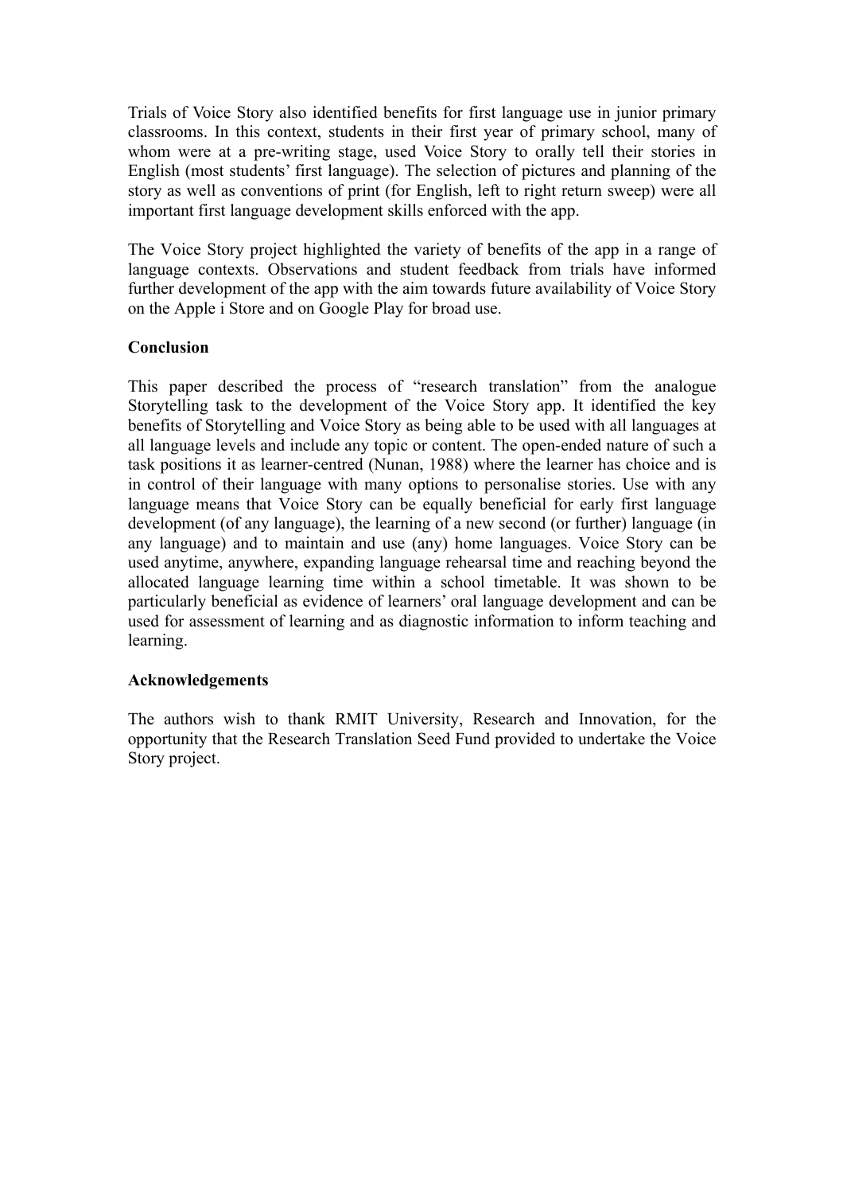Trials of Voice Story also identified benefits for first language use in junior primary classrooms. In this context, students in their first year of primary school, many of whom were at a pre-writing stage, used Voice Story to orally tell their stories in English (most students' first language). The selection of pictures and planning of the story as well as conventions of print (for English, left to right return sweep) were all important first language development skills enforced with the app.

The Voice Story project highlighted the variety of benefits of the app in a range of language contexts. Observations and student feedback from trials have informed further development of the app with the aim towards future availability of Voice Story on the Apple i Store and on Google Play for broad use.

**Conclusion**

This paper described the process of "research translation" from the analogue Storytelling task to the development of the Voice Story app. It identified the key benefits of Storytelling and Voice Story as being able to be used with all languages at all language levels and include any topic or content. The open-ended nature of such a task positions it as learner-centred (Nunan, 1988) where the learner has choice and is in control of their language with many options to personalise stories. Use with any language means that Voice Story can be equally beneficial for early first language development (of any language), the learning of a new second (or further) language (in any language) and to maintain and use (any) home languages. Voice Story can be used anytime, anywhere, expanding language rehearsal time and reaching beyond the allocated language learning time within a school timetable. It was shown to be particularly beneficial as evidence of learners' oral language development and can be used for assessment of learning and as diagnostic information to inform teaching and learning.

**Acknowledgements**

The authors wish to thank RMIT University, Research and Innovation, for the opportunity that the Research Translation Seed Fund provided to undertake the Voice Story project.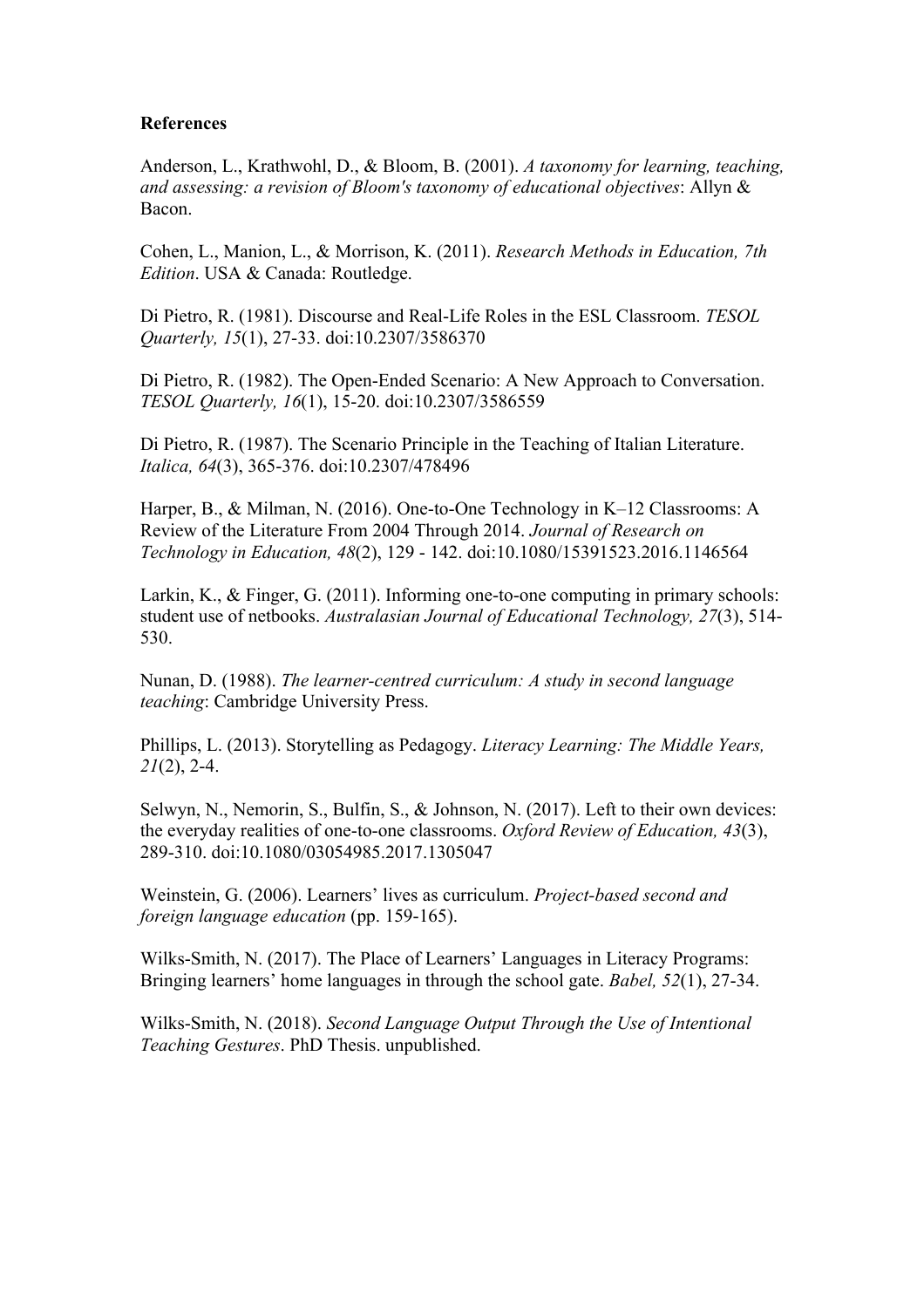**References**

Anderson, L., Krathwohl, D., & Bloom, B. (2001). *A taxonomy for learning, teaching, and assessing: a revision of Bloom's taxonomy of educational objectives*: Allyn & Bacon.

Cohen, L., Manion, L., & Morrison, K. (2011). *Research Methods in Education, 7th Edition*. USA & Canada: Routledge.

Di Pietro, R. (1981). Discourse and Real-Life Roles in the ESL Classroom. *TESOL Quarterly, 15*(1), 27-33. doi:10.2307/3586370

Di Pietro, R. (1982). The Open-Ended Scenario: A New Approach to Conversation. *TESOL Quarterly, 16*(1), 15-20. doi:10.2307/3586559

Di Pietro, R. (1987). The Scenario Principle in the Teaching of Italian Literature. *Italica, 64*(3), 365-376. doi:10.2307/478496

Harper, B., & Milman, N. (2016). One-to-One Technology in K–12 Classrooms: A Review of the Literature From 2004 Through 2014. *Journal of Research on Technology in Education, 48*(2), 129 - 142. doi:10.1080/15391523.2016.1146564

Larkin, K., & Finger, G. (2011). Informing one-to-one computing in primary schools: student use of netbooks. *Australasian Journal of Educational Technology, 27*(3), 514-530.

Nunan, D. (1988). *The learner-centred curriculum: A study in second language teaching*: Cambridge University Press.

Phillips, L. (2013). Storytelling as Pedagogy. *Literacy Learning: The Middle Years, 21*(2), 2-4.

Selwyn, N., Nemorin, S., Bulfin, S., & Johnson, N. (2017). Left to their own devices: the everyday realities of one-to-one classrooms. *Oxford Review of Education, 43*(3), 289-310. doi:10.1080/03054985.2017.1305047

Weinstein, G. (2006). Learners' lives as curriculum. *Project-based second and foreign language education* (pp. 159-165).

Wilks-Smith, N. (2017). The Place of Learners' Languages in Literacy Programs: Bringing learners' home languages in through the school gate. *Babel, 52*(1), 27-34.

Wilks-Smith, N. (2018). *Second Language Output Through the Use of Intentional Teaching Gestures*. PhD Thesis. unpublished.